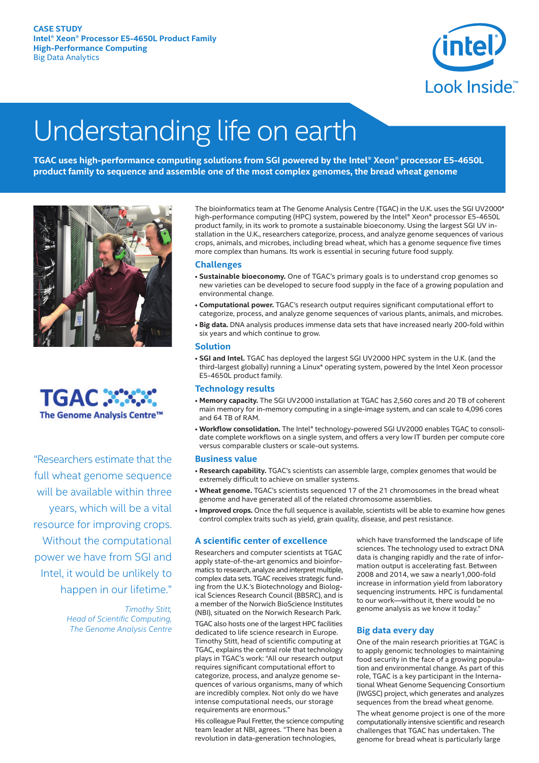CASE STUDY
Intel® Xeon® Processor E5-4650L Product Family
High-Performance Computing
Big Data Analytics

# Understanding life on earth

**TGAC uses high-performance computing solutions from SGI powered by the Intel® Xeon® processor E5-4650L product family to sequence and assemble one of the most complex genomes, the bread wheat genome**

The bioinformatics team at The Genome Analysis Centre (TGAC) in the U.K. uses the SGI UV2000* high-performance computing (HPC) system, powered by the Intel® Xeon® processor E5-4650L product family, in its work to promote a sustainable bioeconomy. Using the largest SGI UV installation in the U.K., researchers categorize, process, and analyze genome sequences of various crops, animals, and microbes, including bread wheat, which has a genome sequence five times more complex than humans. Its work is essential in securing future food supply.

## Challenges

- **Sustainable bioeconomy.** One of TGAC's primary goals is to understand crop genomes so new varieties can be developed to secure food supply in the face of a growing population and environmental change.
- **Computational power.** TGAC's research output requires significant computational effort to categorize, process, and analyze genome sequences of various plants, animals, and microbes.
- **Big data.** DNA analysis produces immense data sets that have increased nearly 200-fold within six years and which continue to grow.

## Solution

- **SGI and Intel.** TGAC has deployed the largest SGI UV2000 HPC system in the U.K. (and the third-largest globally) running a Linux* operating system, powered by the Intel Xeon processor E5-4650L product family.

## Technology results

- **Memory capacity.** The SGI UV2000 installation at TGAC has 2,560 cores and 20 TB of coherent main memory for in-memory computing in a single-image system, and can scale to 4,096 cores and 64 TB of RAM.
- **Workflow consolidation.** The Intel® technology-powered SGI UV2000 enables TGAC to consolidate complete workflows on a single system, and offers a very low IT burden per compute core versus comparable clusters or scale-out systems.

## Business value

- **Research capability.** TGAC's scientists can assemble large, complex genomes that would be extremely difficult to achieve on smaller systems.
- **Wheat genome.** TGAC's scientists sequenced 17 of the 21 chromosomes in the bread wheat genome and have generated all of the related chromosome assemblies.
- **Improved crops.** Once the full sequence is available, scientists will be able to examine how genes control complex traits such as yield, grain quality, disease, and pest resistance.

> "Researchers estimate that the full wheat genome sequence will be available within three years, which will be a vital resource for improving crops. Without the computational power we have from SGI and Intel, it would be unlikely to happen in our lifetime."
>
> *Timothy Stitt, Head of Scientific Computing, The Genome Analysis Centre*

## A scientific center of excellence

Researchers and computer scientists at TGAC apply state-of-the-art genomics and bioinformatics to research, analyze and interpret multiple, complex data sets. TGAC receives strategic funding from the U.K.'s Biotechnology and Biological Sciences Research Council (BBSRC), and is a member of the Norwich BioScience Institutes (NBI), situated on the Norwich Research Park.

TGAC also hosts one of the largest HPC facilities dedicated to life science research in Europe. Timothy Stitt, head of scientific computing at TGAC, explains the central role that technology plays in TGAC's work: "All our research output requires significant computational effort to categorize, process, and analyze genome sequences of various organisms, many of which are incredibly complex. Not only do we have intense computational needs, our storage requirements are enormous."

His colleague Paul Fretter, the science computing team leader at NBI, agrees. "There has been a revolution in data-generation technologies, which have transformed the landscape of life sciences. The technology used to extract DNA data is changing rapidly and the rate of information output is accelerating fast. Between 2008 and 2014, we saw a nearly1,000-fold increase in information yield from laboratory sequencing instruments. HPC is fundamental to our work—without it, there would be no genome analysis as we know it today."

## Big data every day

One of the main research priorities at TGAC is to apply genomic technologies to maintaining food security in the face of a growing population and environmental change. As part of this role, TGAC is a key participant in the International Wheat Genome Sequencing Consortium (IWGSC) project, which generates and analyzes sequences from the bread wheat genome.

The wheat genome project is one of the more computationally intensive scientific and research challenges that TGAC has undertaken. The genome for bread wheat is particularly large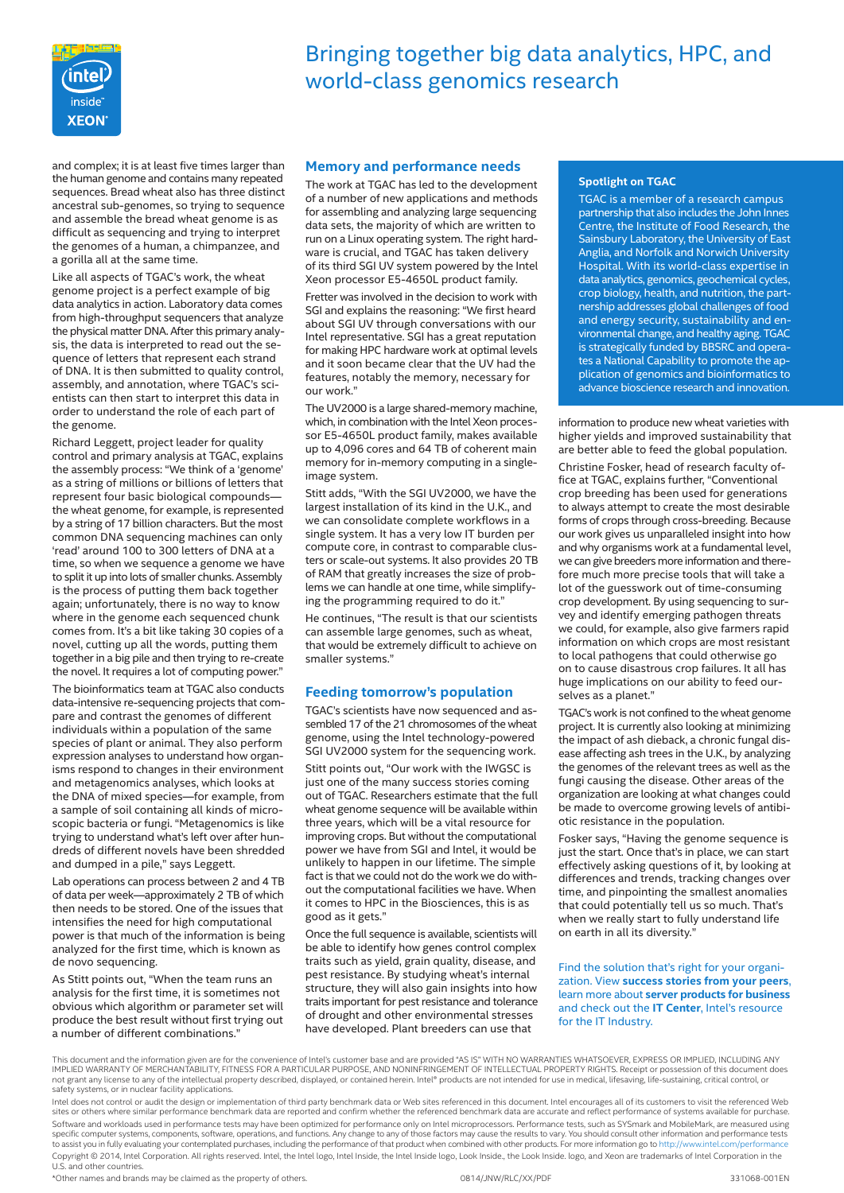# Bringing together big data analytics, HPC, and world-class genomics research

and complex; it is at least five times larger than the human genome and contains many repeated sequences. Bread wheat also has three distinct ancestral sub-genomes, so trying to sequence and assemble the bread wheat genome is as difficult as sequencing and trying to interpret the genomes of a human, a chimpanzee, and a gorilla all at the same time.

Like all aspects of TGAC's work, the wheat genome project is a perfect example of big data analytics in action. Laboratory data comes from high-throughput sequencers that analyze the physical matter DNA. After this primary analysis, the data is interpreted to read out the sequence of letters that represent each strand of DNA. It is then submitted to quality control, assembly, and annotation, where TGAC's scientists can then start to interpret this data in order to understand the role of each part of the genome.

Richard Leggett, project leader for quality control and primary analysis at TGAC, explains the assembly process: "We think of a 'genome' as a string of millions or billions of letters that represent four basic biological compounds—the wheat genome, for example, is represented by a string of 17 billion characters. But the most common DNA sequencing machines can only 'read' around 100 to 300 letters of DNA at a time, so when we sequence a genome we have to split it up into lots of smaller chunks. Assembly is the process of putting them back together again; unfortunately, there is no way to know where in the genome each sequenced chunk comes from. It's a bit like taking 30 copies of a novel, cutting up all the words, putting them together in a big pile and then trying to re-create the novel. It requires a lot of computing power."

The bioinformatics team at TGAC also conducts data-intensive re-sequencing projects that compare and contrast the genomes of different individuals within a population of the same species of plant or animal. They also perform expression analyses to understand how organisms respond to changes in their environment and metagenomics analyses, which looks at the DNA of mixed species—for example, from a sample of soil containing all kinds of microscopic bacteria or fungi. "Metagenomics is like trying to understand what's left over after hundreds of different novels have been shredded and dumped in a pile," says Leggett.

Lab operations can process between 2 and 4 TB of data per week—approximately 2 TB of which then needs to be stored. One of the issues that intensifies the need for high computational power is that much of the information is being analyzed for the first time, which is known as de novo sequencing.

As Stitt points out, "When the team runs an analysis for the first time, it is sometimes not obvious which algorithm or parameter set will produce the best result without first trying out a number of different combinations."

## Memory and performance needs

The work at TGAC has led to the development of a number of new applications and methods for assembling and analyzing large sequencing data sets, the majority of which are written to run on a Linux operating system. The right hardware is crucial, and TGAC has taken delivery of its third SGI UV system powered by the Intel Xeon processor E5-4650L product family.

Fretter was involved in the decision to work with SGI and explains the reasoning: "We first heard about SGI UV through conversations with our Intel representative. SGI has a great reputation for making HPC hardware work at optimal levels and it soon became clear that the UV had the features, notably the memory, necessary for our work."

The UV2000 is a large shared-memory machine, which, in combination with the Intel Xeon processor E5-4650L product family, makes available up to 4,096 cores and 64 TB of coherent main memory for in-memory computing in a single-image system.

Stitt adds, "With the SGI UV2000, we have the largest installation of its kind in the U.K., and we can consolidate complete workflows in a single system. It has a very low IT burden per compute core, in contrast to comparable clusters or scale-out systems. It also provides 20 TB of RAM that greatly increases the size of problems we can handle at one time, while simplifying the programming required to do it."

He continues, "The result is that our scientists can assemble large genomes, such as wheat, that would be extremely difficult to achieve on smaller systems."

## Feeding tomorrow's population

TGAC's scientists have now sequenced and assembled 17 of the 21 chromosomes of the wheat genome, using the Intel technology-powered SGI UV2000 system for the sequencing work.

Stitt points out, "Our work with the IWGSC is just one of the many success stories coming out of TGAC. Researchers estimate that the full wheat genome sequence will be available within three years, which will be a vital resource for improving crops. But without the computational power we have from SGI and Intel, it would be unlikely to happen in our lifetime. The simple fact is that we could not do the work we do without the computational facilities we have. When it comes to HPC in the Biosciences, this is as good as it gets."

Once the full sequence is available, scientists will be able to identify how genes control complex traits such as yield, grain quality, disease, and pest resistance. By studying wheat's internal structure, they will also gain insights into how traits important for pest resistance and tolerance of drought and other environmental stresses have developed. Plant breeders can use that information to produce new wheat varieties with higher yields and improved sustainability that are better able to feed the global population.

Christine Fosker, head of research faculty office at TGAC, explains further, "Conventional crop breeding has been used for generations to always attempt to create the most desirable forms of crops through cross-breeding. Because our work gives us unparalleled insight into how and why organisms work at a fundamental level, we can give breeders more information and therefore much more precise tools that will take a lot of the guesswork out of time-consuming crop development. By using sequencing to survey and identify emerging pathogen threats we could, for example, also give farmers rapid information on which crops are most resistant to local pathogens that could otherwise go on to cause disastrous crop failures. It all has huge implications on our ability to feed ourselves as a planet."

TGAC's work is not confined to the wheat genome project. It is currently also looking at minimizing the impact of ash dieback, a chronic fungal disease affecting ash trees in the U.K., by analyzing the genomes of the relevant trees as well as the fungi causing the disease. Other areas of the organization are looking at what changes could be made to overcome growing levels of antibiotic resistance in the population.

Fosker says, "Having the genome sequence is just the start. Once that's in place, we can start effectively asking questions of it, by looking at differences and trends, tracking changes over time, and pinpointing the smallest anomalies that could potentially tell us so much. That's when we really start to fully understand life on earth in all its diversity."

### Spotlight on TGAC

TGAC is a member of a research campus partnership that also includes the John Innes Centre, the Institute of Food Research, the Sainsbury Laboratory, the University of East Anglia, and Norfolk and Norwich University Hospital. With its world-class expertise in data analytics, genomics, geochemical cycles, crop biology, health, and nutrition, the partnership addresses global challenges of food and energy security, sustainability and environmental change, and healthy aging. TGAC is strategically funded by BBSRC and operates a National Capability to promote the application of genomics and bioinformatics to advance bioscience research and innovation.

Find the solution that's right for your organization. View **success stories from your peers**, learn more about **server products for business** and check out the **IT Center**, Intel's resource for the IT Industry.

This document and the information given are for the convenience of Intel's customer base and are provided "AS IS" WITH NO WARRANTIES WHATSOEVER, EXPRESS OR IMPLIED, INCLUDING ANY IMPLIED WARRANTY OF MERCHANTABILITY, FITNESS FOR A PARTICULAR PURPOSE, AND NONINFRINGEMENT OF INTELLECTUAL PROPERTY RIGHTS. Receipt or possession of this document does not grant any license to any of the intellectual property described, displayed, or contained herein. Intel® products are not intended for use in medical, lifesaving, life-sustaining, critical control, or safety systems, or in nuclear facility applications.

Intel does not control or audit the design or implementation of third party benchmark data or Web sites referenced in this document. Intel encourages all of its customers to visit the referenced Web sites or others where similar performance benchmark data are reported and confirm whether the referenced benchmark data are accurate and reflect performance of systems available for purchase.

Software and workloads used in performance tests may have been optimized for performance only on Intel microprocessors. Performance tests, such as SYSmark and MobileMark, are measured using specific computer systems, components, software, operations, and functions. Any change to any of those factors may cause the results to vary. You should consult other information and performance tests to assist you in fully evaluating your contemplated purchases, including the performance of that product when combined with other products. For more information go to http://www.intel.com/performance

Copyright © 2014, Intel Corporation. All rights reserved. Intel, the Intel logo, Intel Inside, the Intel Inside logo, Look Inside., the Look Inside. logo, and Xeon are trademarks of Intel Corporation in the U.S. and other countries.

*Other names and brands may be claimed as the property of others. 0814/JNW/RLC/XX/PDF 331068-001EN